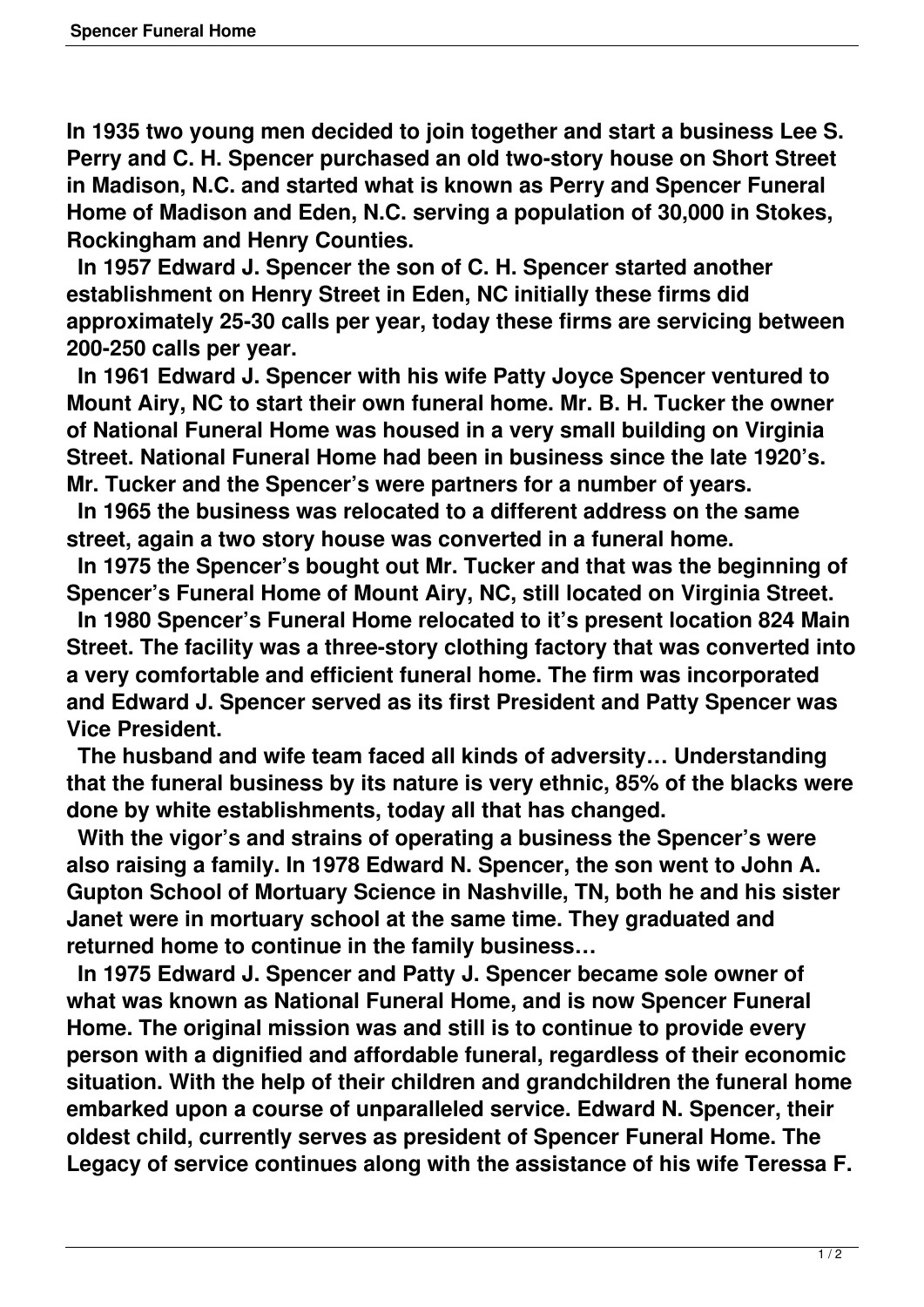**In 1935 two young men decided to join together and start a business Lee S. Perry and C. H. Spencer purchased an old two-story house on Short Street in Madison, N.C. and started what is known as Perry and Spencer Funeral Home of Madison and Eden, N.C. serving a population of 30,000 in Stokes, Rockingham and Henry Counties.**

**In 1957 Edward J. Spencer the son of C. H. Spencer started another establishment on Henry Street in Eden, NC initially these firms did approximately 25-30 calls per year, today these firms are servicing between 200-250 calls per year.**

**In 1961 Edward J. Spencer with his wife Patty Joyce Spencer ventured to Mount Airy, NC to start their own funeral home. Mr. B. H. Tucker the owner of National Funeral Home was housed in a very small building on Virginia Street. National Funeral Home had been in business since the late 1920's. Mr. Tucker and the Spencer's were partners for a number of years.**

**In 1965 the business was relocated to a different address on the same street, again a two story house was converted in a funeral home.**

**In 1975 the Spencer's bought out Mr. Tucker and that was the beginning of Spencer's Funeral Home of Mount Airy, NC, still located on Virginia Street.**

**In 1980 Spencer's Funeral Home relocated to it's present location 824 Main Street. The facility was a three-story clothing factory that was converted into a very comfortable and efficient funeral home. The firm was incorporated and Edward J. Spencer served as its first President and Patty Spencer was Vice President.**

**The husband and wife team faced all kinds of adversity… Understanding that the funeral business by its nature is very ethnic, 85% of the blacks were done by white establishments, today all that has changed.**

**With the vigor's and strains of operating a business the Spencer's were also raising a family. In 1978 Edward N. Spencer, the son went to John A. Gupton School of Mortuary Science in Nashville, TN, both he and his sister Janet were in mortuary school at the same time. They graduated and returned home to continue in the family business…**

**In 1975 Edward J. Spencer and Patty J. Spencer became sole owner of what was known as National Funeral Home, and is now Spencer Funeral Home. The original mission was and still is to continue to provide every person with a dignified and affordable funeral, regardless of their economic situation. With the help of their children and grandchildren the funeral home embarked upon a course of unparalleled service. Edward N. Spencer, their oldest child, currently serves as president of Spencer Funeral Home. The Legacy of service continues along with the assistance of his wife Teressa F.**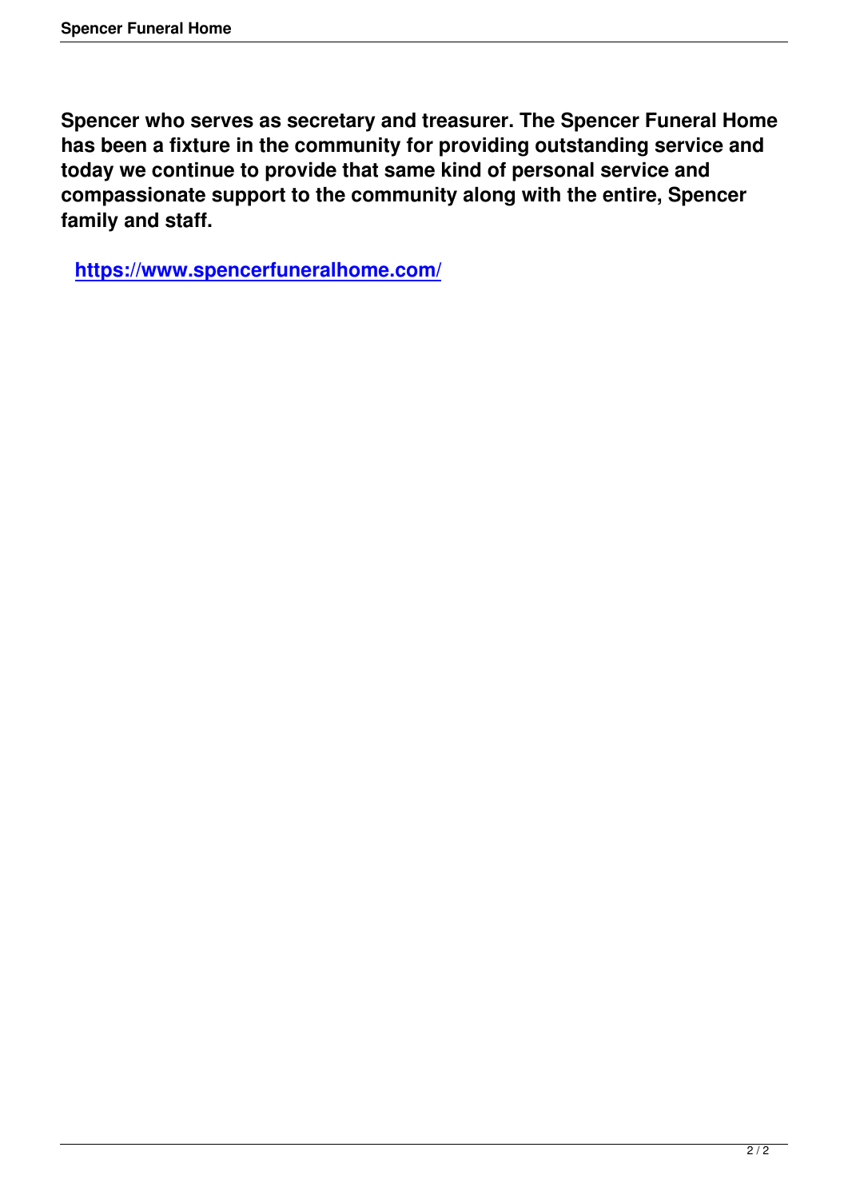**Spencer who serves as secretary and treasurer. The Spencer Funeral Home has been a fixture in the community for providing outstanding service and today we continue to provide that same kind of personal service and compassionate support to the community along with the entire, Spencer family and staff.**

**https://www.spencerfuneralhome.com/**